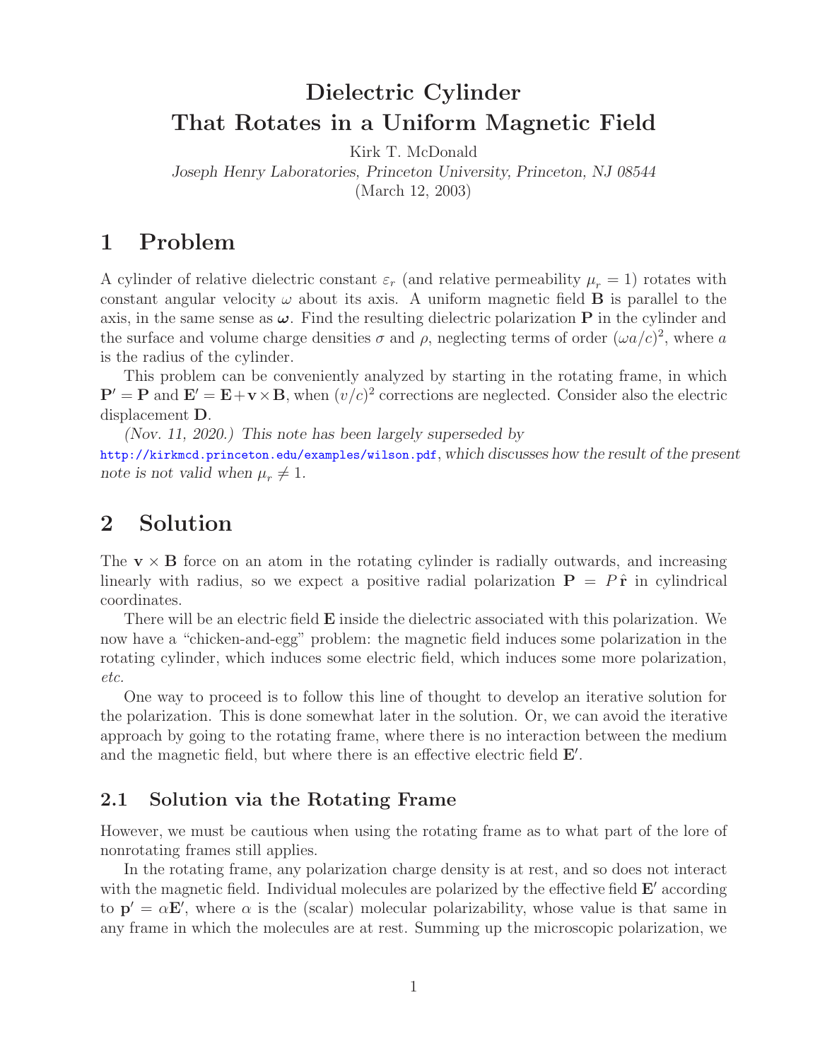# Dielectric Cylinder That Rotates in a Uniform Magnetic Field

Kirk T. McDonald

*Joseph Henry Laboratories, Princeton University, Princeton, NJ 08544*

(March 12, 2003)

## 1 Problem

A cylinder of relative dielectric constant $\varepsilon_r$ (and relative permeability $\mu_r = 1$) rotates with constant angular velocity $\omega$ about its axis. A uniform magnetic field $\mathbf{B}$ is parallel to the axis, in the same sense as $\boldsymbol{\omega}$. Find the resulting dielectric polarization $\mathbf{P}$ in the cylinder and the surface and volume charge densities $\sigma$ and $\rho$, neglecting terms of order $(\omega a/c)^2$, where $a$ is the radius of the cylinder.

This problem can be conveniently analyzed by starting in the rotating frame, in which $\mathbf{P}' = \mathbf{P}$ and $\mathbf{E}' = \mathbf{E} + \mathbf{v} \times \mathbf{B}$, when $(v/c)^2$ corrections are neglected. Consider also the electric displacement $\mathbf{D}$.

*(Nov. 11, 2020.) This note has been largely superseded by* http://kirkmcd.princeton.edu/examples/wilson.pdf, *which discusses how the result of the present note is not valid when $\mu_r \neq 1$.*

## 2 Solution

The $\mathbf{v} \times \mathbf{B}$ force on an atom in the rotating cylinder is radially outwards, and increasing linearly with radius, so we expect a positive radial polarization $\mathbf{P} = P\,\hat{\mathbf{r}}$ in cylindrical coordinates.

There will be an electric field $\mathbf{E}$ inside the dielectric associated with this polarization. We now have a "chicken-and-egg" problem: the magnetic field induces some polarization in the rotating cylinder, which induces some electric field, which induces some more polarization, *etc.*

One way to proceed is to follow this line of thought to develop an iterative solution for the polarization. This is done somewhat later in the solution. Or, we can avoid the iterative approach by going to the rotating frame, where there is no interaction between the medium and the magnetic field, but where there is an effective electric field $\mathbf{E}'$.

### 2.1 Solution via the Rotating Frame

However, we must be cautious when using the rotating frame as to what part of the lore of nonrotating frames still applies.

In the rotating frame, any polarization charge density is at rest, and so does not interact with the magnetic field. Individual molecules are polarized by the effective field $\mathbf{E}'$ according to $\mathbf{p}' = \alpha \mathbf{E}'$, where $\alpha$ is the (scalar) molecular polarizability, whose value is that same in any frame in which the molecules are at rest. Summing up the microscopic polarization, we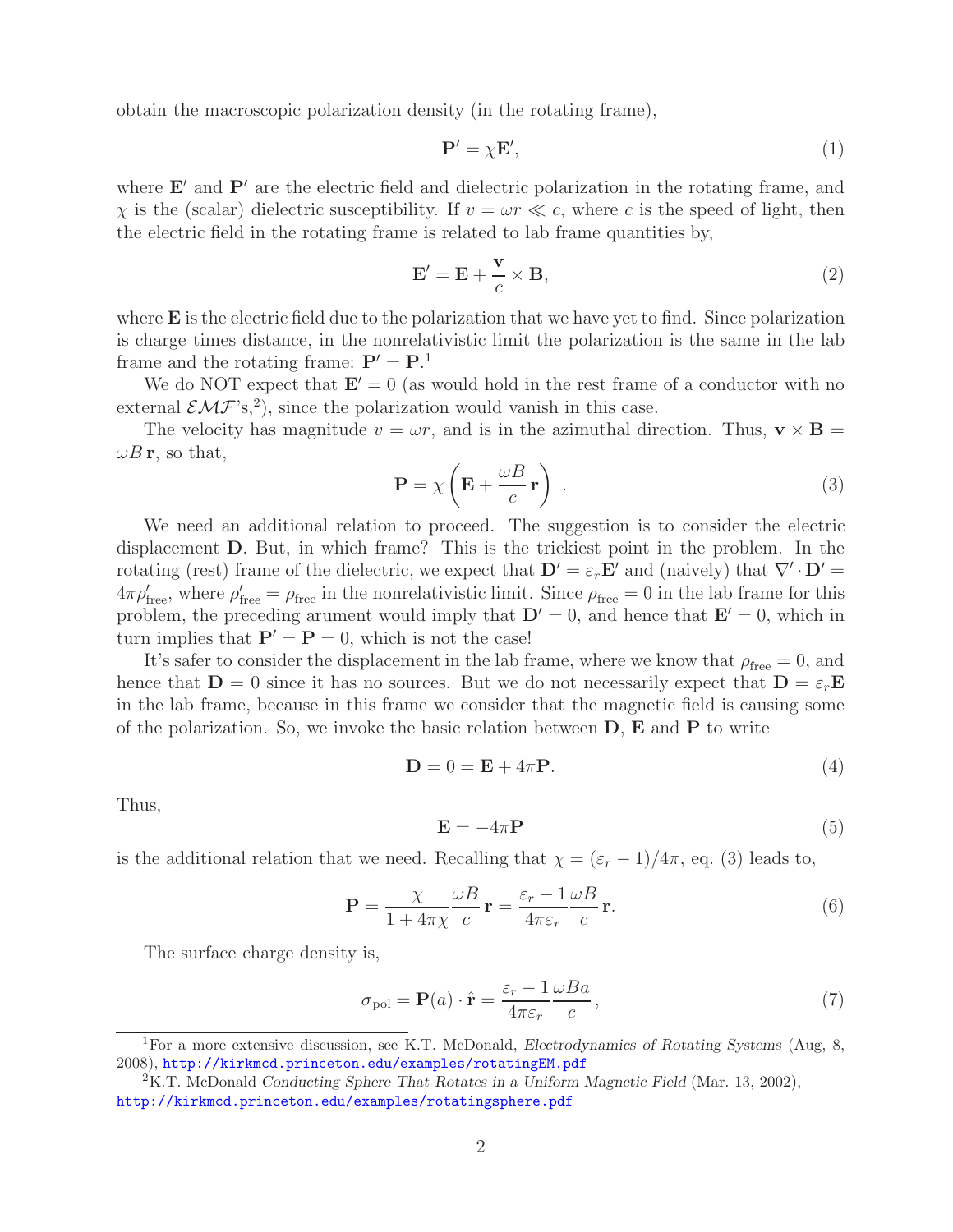obtain the macroscopic polarization density (in the rotating frame),

$$\mathbf{P}' = \chi \mathbf{E}', \tag{1}$$

where $\mathbf{E}'$ and $\mathbf{P}'$ are the electric field and dielectric polarization in the rotating frame, and $\chi$ is the (scalar) dielectric susceptibility. If $v = \omega r \ll c$, where $c$ is the speed of light, then the electric field in the rotating frame is related to lab frame quantities by,

$$\mathbf{E}' = \mathbf{E} + \frac{\mathbf{v}}{c} \times \mathbf{B}, \tag{2}$$

where $\mathbf{E}$ is the electric field due to the polarization that we have yet to find. Since polarization is charge times distance, in the nonrelativistic limit the polarization is the same in the lab frame and the rotating frame: $\mathbf{P}' = \mathbf{P}$.[1]

We do NOT expect that $\mathbf{E}' = 0$ (as would hold in the rest frame of a conductor with no external $\mathcal{EMF}$'s,[2]), since the polarization would vanish in this case.

The velocity has magnitude $v = \omega r$, and is in the azimuthal direction. Thus, $\mathbf{v} \times \mathbf{B} = \omega B \, \mathbf{r}$, so that,

$$\mathbf{P} = \chi \left( \mathbf{E} + \frac{\omega B}{c} \mathbf{r} \right) \,. \tag{3}$$

We need an additional relation to proceed. The suggestion is to consider the electric displacement $\mathbf{D}$. But, in which frame? This is the trickiest point in the problem. In the rotating (rest) frame of the dielectric, we expect that $\mathbf{D}' = \varepsilon_r \mathbf{E}'$ and (naively) that $\nabla' \cdot \mathbf{D}' = 4\pi \rho'_{\text{free}}$, where $\rho'_{\text{free}} = \rho_{\text{free}}$ in the nonrelativistic limit. Since $\rho_{\text{free}} = 0$ in the lab frame for this problem, the preceding arument would imply that $\mathbf{D}' = 0$, and hence that $\mathbf{E}' = 0$, which in turn implies that $\mathbf{P}' = \mathbf{P} = 0$, which is not the case!

It's safer to consider the displacement in the lab frame, where we know that $\rho_{\text{free}} = 0$, and hence that $\mathbf{D} = 0$ since it has no sources. But we do not necessarily expect that $\mathbf{D} = \varepsilon_r \mathbf{E}$ in the lab frame, because in this frame we consider that the magnetic field is causing some of the polarization. So, we invoke the basic relation between $\mathbf{D}$, $\mathbf{E}$ and $\mathbf{P}$ to write

$$\mathbf{D} = 0 = \mathbf{E} + 4\pi \mathbf{P}. \tag{4}$$

Thus,

$$\mathbf{E} = -4\pi \mathbf{P} \tag{5}$$

is the additional relation that we need. Recalling that $\chi = (\varepsilon_r - 1)/4\pi$, eq. (3) leads to,

$$\mathbf{P} = \frac{\chi}{1 + 4\pi\chi} \frac{\omega B}{c} \mathbf{r} = \frac{\varepsilon_r - 1}{4\pi \varepsilon_r} \frac{\omega B}{c} \mathbf{r}. \tag{6}$$

The surface charge density is,

$$\sigma_{\text{pol}} = \mathbf{P}(a) \cdot \hat{\mathbf{r}} = \frac{\varepsilon_r - 1}{4\pi \varepsilon_r} \frac{\omega B a}{c} \,, \tag{7}$$

---

[1] For a more extensive discussion, see K.T. McDonald, *Electrodynamics of Rotating Systems* (Aug, 8, 2008), http://kirkmcd.princeton.edu/examples/rotatingEM.pdf

[2] K.T. McDonald *Conducting Sphere That Rotates in a Uniform Magnetic Field* (Mar. 13, 2002), http://kirkmcd.princeton.edu/examples/rotatingsphere.pdf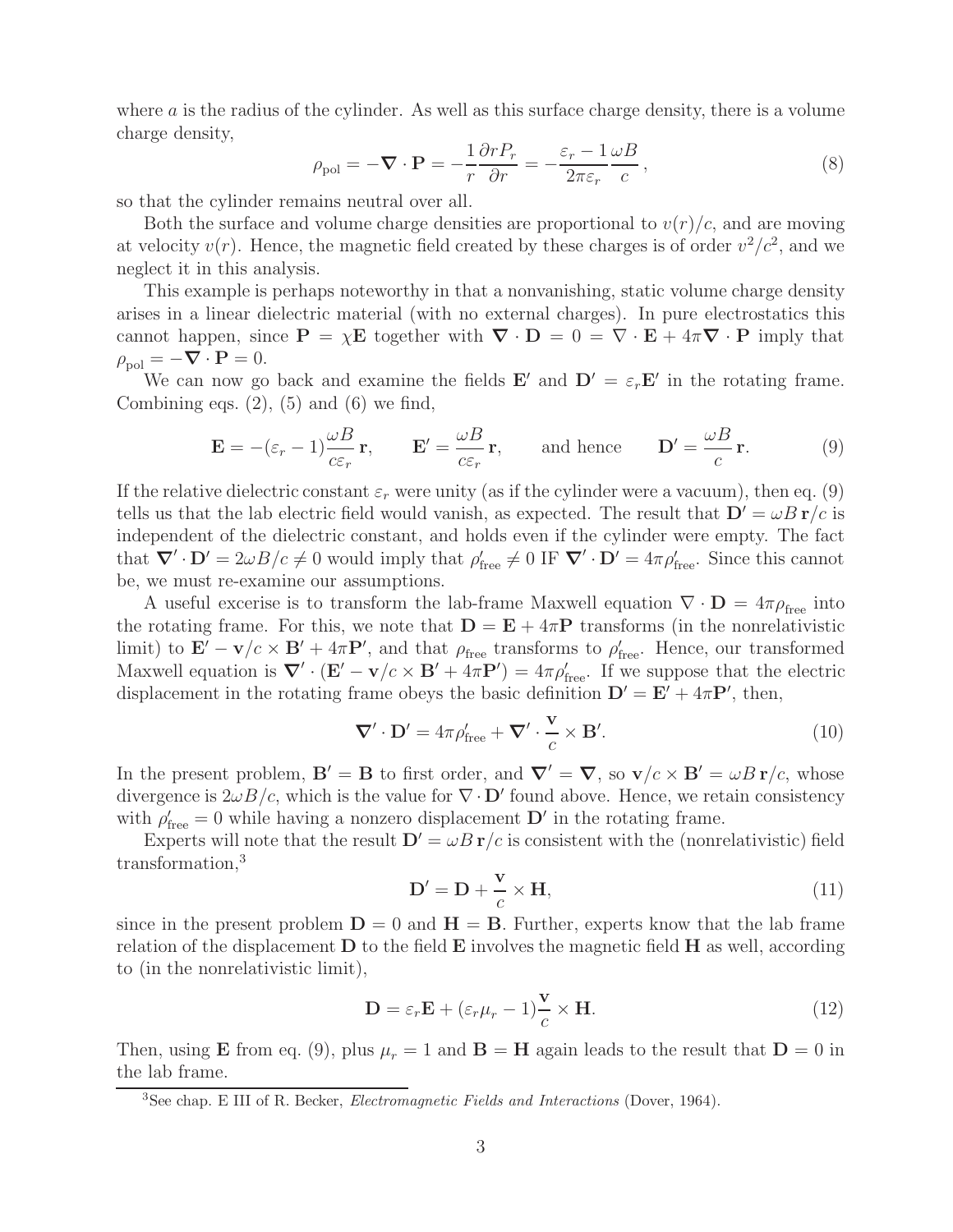where $a$ is the radius of the cylinder. As well as this surface charge density, there is a volume charge density,

$$\rho_{\rm pol} = -\boldsymbol{\nabla} \cdot \mathbf{P} = -\frac{1}{r}\frac{\partial r P_r}{\partial r} = -\frac{\varepsilon_r - 1}{2\pi\varepsilon_r}\frac{\omega B}{c}\,, \tag{8}$$

so that the cylinder remains neutral over all.

Both the surface and volume charge densities are proportional to $v(r)/c$, and are moving at velocity $v(r)$. Hence, the magnetic field created by these charges is of order $v^2/c^2$, and we neglect it in this analysis.

This example is perhaps noteworthy in that a nonvanishing, static volume charge density arises in a linear dielectric material (with no external charges). In pure electrostatics this cannot happen, since $\mathbf{P} = \chi\mathbf{E}$ together with $\boldsymbol{\nabla}\cdot\mathbf{D} = 0 = \nabla\cdot\mathbf{E} + 4\pi\boldsymbol{\nabla}\cdot\mathbf{P}$ imply that $\rho_{\rm pol} = -\boldsymbol{\nabla}\cdot\mathbf{P} = 0$.

We can now go back and examine the fields $\mathbf{E}'$ and $\mathbf{D}' = \varepsilon_r\mathbf{E}'$ in the rotating frame. Combining eqs. (2), (5) and (6) we find,

$$\mathbf{E} = -(\varepsilon_r - 1)\frac{\omega B}{c\varepsilon_r}\,\mathbf{r}, \qquad \mathbf{E}' = \frac{\omega B}{c\varepsilon_r}\,\mathbf{r}, \qquad \text{and hence} \qquad \mathbf{D}' = \frac{\omega B}{c}\,\mathbf{r}. \tag{9}$$

If the relative dielectric constant $\varepsilon_r$ were unity (as if the cylinder were a vacuum), then eq. (9) tells us that the lab electric field would vanish, as expected. The result that $\mathbf{D}' = \omega B\,\mathbf{r}/c$ is independent of the dielectric constant, and holds even if the cylinder were empty. The fact that $\boldsymbol{\nabla}'\cdot\mathbf{D}' = 2\omega B/c \neq 0$ would imply that $\rho'_{\rm free} \neq 0$ IF $\boldsymbol{\nabla}'\cdot\mathbf{D}' = 4\pi\rho'_{\rm free}$. Since this cannot be, we must re-examine our assumptions.

A useful excerise is to transform the lab-frame Maxwell equation $\nabla\cdot\mathbf{D} = 4\pi\rho_{\rm free}$ into the rotating frame. For this, we note that $\mathbf{D} = \mathbf{E} + 4\pi\mathbf{P}$ transforms (in the nonrelativistic limit) to $\mathbf{E}' - \mathbf{v}/c \times \mathbf{B}' + 4\pi\mathbf{P}'$, and that $\rho_{\rm free}$ transforms to $\rho'_{\rm free}$. Hence, our transformed Maxwell equation is $\boldsymbol{\nabla}'\cdot(\mathbf{E}' - \mathbf{v}/c \times \mathbf{B}' + 4\pi\mathbf{P}') = 4\pi\rho'_{\rm free}$. If we suppose that the electric displacement in the rotating frame obeys the basic definition $\mathbf{D}' = \mathbf{E}' + 4\pi\mathbf{P}'$, then,

$$\boldsymbol{\nabla}'\cdot\mathbf{D}' = 4\pi\rho'_{\rm free} + \boldsymbol{\nabla}'\cdot\frac{\mathbf{v}}{c}\times\mathbf{B}'. \tag{10}$$

In the present problem, $\mathbf{B}' = \mathbf{B}$ to first order, and $\boldsymbol{\nabla}' = \boldsymbol{\nabla}$, so $\mathbf{v}/c \times \mathbf{B}' = \omega B\,\mathbf{r}/c$, whose divergence is $2\omega B/c$, which is the value for $\nabla\cdot\mathbf{D}'$ found above. Hence, we retain consistency with $\rho'_{\rm free} = 0$ while having a nonzero displacement $\mathbf{D}'$ in the rotating frame.

Experts will note that the result $\mathbf{D}' = \omega B\,\mathbf{r}/c$ is consistent with the (nonrelativistic) field transformation,[3]

$$\mathbf{D}' = \mathbf{D} + \frac{\mathbf{v}}{c}\times\mathbf{H}, \tag{11}$$

since in the present problem $\mathbf{D} = 0$ and $\mathbf{H} = \mathbf{B}$. Further, experts know that the lab frame relation of the displacement $\mathbf{D}$ to the field $\mathbf{E}$ involves the magnetic field $\mathbf{H}$ as well, according to (in the nonrelativistic limit),

$$\mathbf{D} = \varepsilon_r\mathbf{E} + (\varepsilon_r\mu_r - 1)\frac{\mathbf{v}}{c}\times\mathbf{H}. \tag{12}$$

Then, using $\mathbf{E}$ from eq. (9), plus $\mu_r = 1$ and $\mathbf{B} = \mathbf{H}$ again leads to the result that $\mathbf{D} = 0$ in the lab frame.

[3]See chap. E III of R. Becker, *Electromagnetic Fields and Interactions* (Dover, 1964).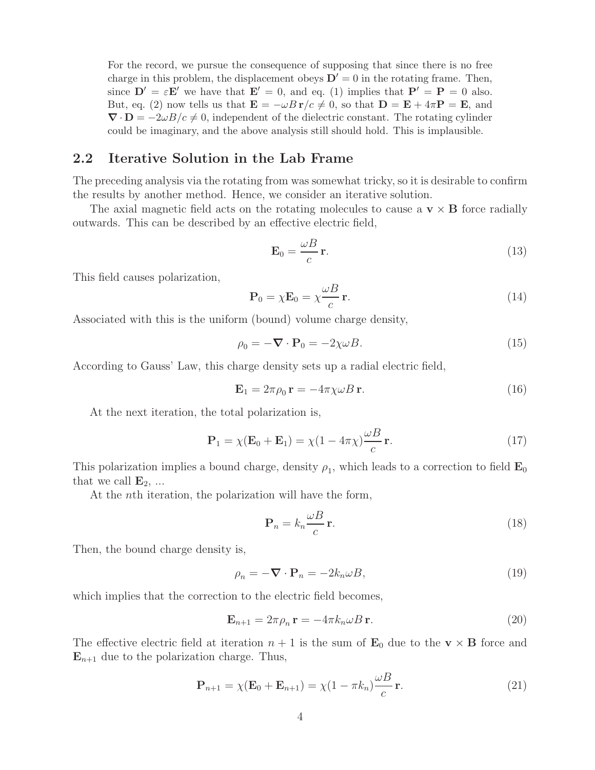For the record, we pursue the consequence of supposing that since there is no free charge in this problem, the displacement obeys $\mathbf{D}' = 0$ in the rotating frame. Then, since $\mathbf{D}' = \varepsilon \mathbf{E}'$ we have that $\mathbf{E}' = 0$, and eq. (1) implies that $\mathbf{P}' = \mathbf{P} = 0$ also. But, eq. (2) now tells us that $\mathbf{E} = -\omega B\,\mathbf{r}/c \neq 0$, so that $\mathbf{D} = \mathbf{E} + 4\pi\mathbf{P} = \mathbf{E}$, and $\boldsymbol{\nabla} \cdot \mathbf{D} = -2\omega B/c \neq 0$, independent of the dielectric constant. The rotating cylinder could be imaginary, and the above analysis still should hold. This is implausible.

## 2.2 Iterative Solution in the Lab Frame

The preceding analysis via the rotating from was somewhat tricky, so it is desirable to confirm the results by another method. Hence, we consider an iterative solution.

The axial magnetic field acts on the rotating molecules to cause a $\mathbf{v} \times \mathbf{B}$ force radially outwards. This can be described by an effective electric field,

$$\mathbf{E}_0 = \frac{\omega B}{c}\,\mathbf{r}. \tag{13}$$

This field causes polarization,

$$\mathbf{P}_0 = \chi \mathbf{E}_0 = \chi \frac{\omega B}{c}\,\mathbf{r}. \tag{14}$$

Associated with this is the uniform (bound) volume charge density,

$$\rho_0 = -\boldsymbol{\nabla} \cdot \mathbf{P}_0 = -2\chi\omega B. \tag{15}$$

According to Gauss' Law, this charge density sets up a radial electric field,

$$\mathbf{E}_1 = 2\pi\rho_0\,\mathbf{r} = -4\pi\chi\omega B\,\mathbf{r}. \tag{16}$$

At the next iteration, the total polarization is,

$$\mathbf{P}_1 = \chi(\mathbf{E}_0 + \mathbf{E}_1) = \chi(1 - 4\pi\chi)\frac{\omega B}{c}\,\mathbf{r}. \tag{17}$$

This polarization implies a bound charge, density $\rho_1$, which leads to a correction to field $\mathbf{E}_0$ that we call $\mathbf{E}_2$, ...

At the $n$th iteration, the polarization will have the form,

$$\mathbf{P}_n = k_n \frac{\omega B}{c}\,\mathbf{r}. \tag{18}$$

Then, the bound charge density is,

$$\rho_n = -\boldsymbol{\nabla} \cdot \mathbf{P}_n = -2k_n\omega B, \tag{19}$$

which implies that the correction to the electric field becomes,

$$\mathbf{E}_{n+1} = 2\pi\rho_n\,\mathbf{r} = -4\pi k_n\omega B\,\mathbf{r}. \tag{20}$$

The effective electric field at iteration $n+1$ is the sum of $\mathbf{E}_0$ due to the $\mathbf{v} \times \mathbf{B}$ force and $\mathbf{E}_{n+1}$ due to the polarization charge. Thus,

$$\mathbf{P}_{n+1} = \chi(\mathbf{E}_0 + \mathbf{E}_{n+1}) = \chi(1 - \pi k_n)\frac{\omega B}{c}\,\mathbf{r}. \tag{21}$$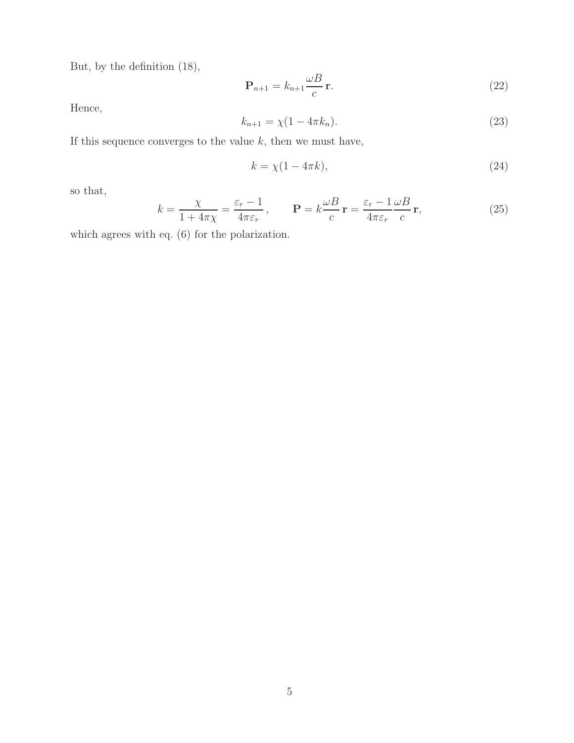But, by the definition (18),

$$\mathbf{P}_{n+1} = k_{n+1} \frac{\omega B}{c} \, \mathbf{r}. \tag{22}$$

Hence,

$$k_{n+1} = \chi(1 - 4\pi k_n). \tag{23}$$

If this sequence converges to the value $k$, then we must have,

$$k = \chi(1 - 4\pi k), \tag{24}$$

so that,

$$k = \frac{\chi}{1 + 4\pi\chi} = \frac{\varepsilon_r - 1}{4\pi\varepsilon_r}, \qquad \mathbf{P} = k \frac{\omega B}{c} \, \mathbf{r} = \frac{\varepsilon_r - 1}{4\pi\varepsilon_r} \frac{\omega B}{c} \, \mathbf{r}, \tag{25}$$

which agrees with eq. (6) for the polarization.